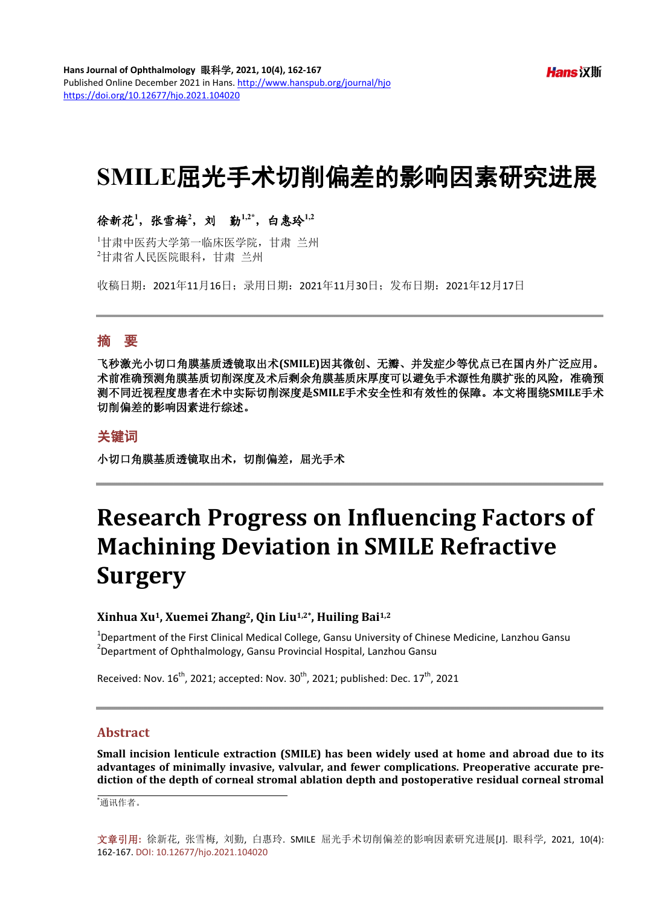# SMILE屈光手术切削偏差的影响因素研究进展

**徐新花[1]，张雪梅[2]，刘　勤[1,2*]，白惠玲[1,2]**

[1]甘肃中医药大学第一临床医学院，甘肃　兰州
[2]甘肃省人民医院眼科，甘肃　兰州

收稿日期：2021年11月16日；录用日期：2021年11月30日；发布日期：2021年12月17日

## 摘　要

**飞秒激光小切口角膜基质透镜取出术(SMILE)因其微创、无瓣、并发症少等优点已在国内外广泛应用。术前准确预测角膜基质切削深度及术后剩余角膜基质床厚度可以避免手术源性角膜扩张的风险，准确预测不同近视程度患者在术中实际切削深度是SMILE手术安全性和有效性的保障。本文将围绕SMILE手术切削偏差的影响因素进行综述。**

## 关键词

**小切口角膜基质透镜取出术，切削偏差，屈光手术**

# Research Progress on Influencing Factors of Machining Deviation in SMILE Refractive Surgery

**Xinhua Xu[1], Xuemei Zhang[2], Qin Liu[1,2*], Huiling Bai[1,2]**

[1]Department of the First Clinical Medical College, Gansu University of Chinese Medicine, Lanzhou Gansu
[2]Department of Ophthalmology, Gansu Provincial Hospital, Lanzhou Gansu

Received: Nov. 16th, 2021; accepted: Nov. 30th, 2021; published: Dec. 17th, 2021

## Abstract

**Small incision lenticule extraction (SMILE) has been widely used at home and abroad due to its advantages of minimally invasive, valvular, and fewer complications. Preoperative accurate prediction of the depth of corneal stromal ablation depth and postoperative residual corneal stromal**

*通讯作者。

文章引用：徐新花，张雪梅，刘勤，白惠玲．SMILE 屈光手术切削偏差的影响因素研究进展[J]．眼科学，2021，10(4)：162-167. DOI: 10.12677/hjo.2021.104020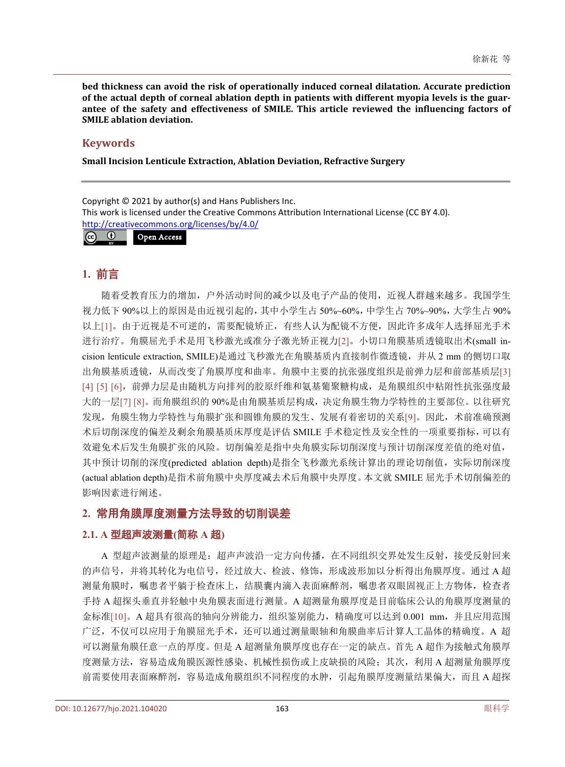**bed thickness can avoid the risk of operationally induced corneal dilatation. Accurate prediction of the actual depth of corneal ablation depth in patients with different myopia levels is the guarantee of the safety and effectiveness of SMILE. This article reviewed the influencing factors of SMILE ablation deviation.**

## Keywords

**Small Incision Lenticule Extraction, Ablation Deviation, Refractive Surgery**

Copyright © 2021 by author(s) and Hans Publishers Inc.
This work is licensed under the Creative Commons Attribution International License (CC BY 4.0).
http://creativecommons.org/licenses/by/4.0/

Open Access

## 1. 前言

随着受教育压力的增加，户外活动时间的减少以及电子产品的使用，近视人群越来越多。我国学生视力低下90%以上的原因是由近视引起的，其中小学生占50%~60%，中学生占70%~90%，大学生占90%以上[1]。由于近视是不可逆的，需要配镜矫正，有些人认为配镜不方便，因此许多成年人选择屈光手术进行治疗。角膜屈光手术是用飞秒激光或准分子激光矫正视力[2]。小切口角膜基质透镜取出术(small incision lenticule extraction, SMILE)是通过飞秒激光在角膜基质内直接制作微透镜，并从2 mm的侧切口取出角膜基质透镜，从而改变了角膜厚度和曲率。角膜中主要的抗张强度组织是前弹力层和前部基质层[3] [4] [5] [6]，前弹力层是由随机方向排列的胶原纤维和氨基葡聚糖构成，是角膜组织中粘附性抗张强度最大的一层[7] [8]。而角膜组织的90%是由角膜基质层构成，决定角膜生物力学特性的主要部位。以往研究发现，角膜生物力学特性与角膜扩张和圆锥角膜的发生、发展有着密切的关系[9]。因此，术前准确预测术后切削深度的偏差及剩余角膜基质床厚度是评估SMILE手术稳定性及安全性的一项重要指标，可以有效避免术后发生角膜扩张的风险。切削偏差是指中央角膜实际切削深度与预计切削深度差值的绝对值，其中预计切削的深度(predicted ablation depth)是指全飞秒激光系统计算出的理论切削值，实际切削深度(actual ablation depth)是指术前角膜中央厚度减去术后角膜中央厚度。本文就SMILE屈光手术切削偏差的影响因素进行阐述。

## 2. 常用角膜厚度测量方法导致的切削误差

### 2.1. A型超声波测量(简称A超)

A型超声波测量的原理是：超声声波沿一定方向传播，在不同组织交界处发生反射，接受反射回来的声信号，并将其转化为电信号，经过放大、检波、修饰，形成波形加以分析得出角膜厚度。通过A超测量角膜时，嘱患者平躺于检查床上，结膜囊内滴入表面麻醉剂，嘱患者双眼固视正上方物体，检查者手持A超探头垂直并轻触中央角膜表面进行测量。A超测量角膜厚度是目前临床公认的角膜厚度测量的金标准[10]。A超具有很高的轴向分辨能力，组织鉴别能力，精确度可以达到0.001 mm，并且应用范围广泛，不仅可以应用于角膜屈光手术，还可以通过测量眼轴和角膜曲率后计算人工晶体的精确度。A超可以测量角膜任意一点的厚度。但是A超测量角膜厚度也存在一定的缺点。首先A超作为接触式角膜厚度测量方法，容易造成角膜医源性感染、机械性损伤或上皮缺损的风险；其次，利用A超测量角膜厚度前需要使用表面麻醉剂，容易造成角膜组织不同程度的水肿，引起角膜厚度测量结果偏大，而且A超探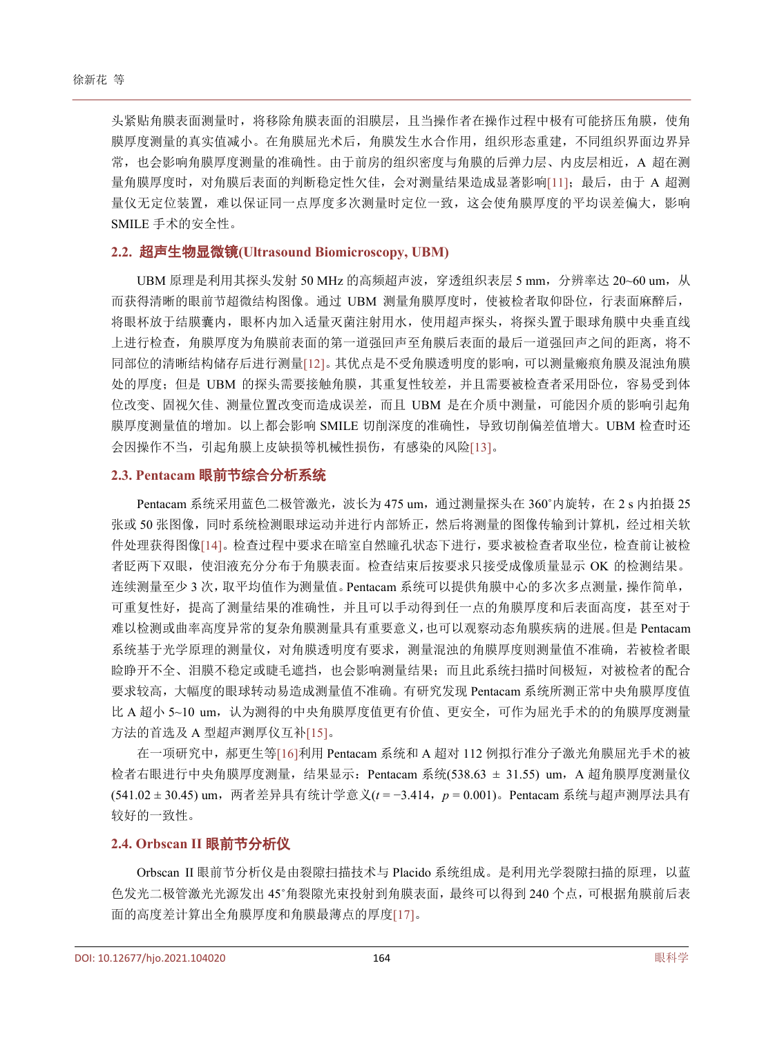头紧贴角膜表面测量时，将移除角膜表面的泪膜层，且当操作者在操作过程中极有可能挤压角膜，使角膜厚度测量的真实值减小。在角膜屈光术后，角膜发生水合作用，组织形态重建，不同组织界面边界异常，也会影响角膜厚度测量的准确性。由于前房的组织密度与角膜的后弹力层、内皮层相近，A 超在测量角膜厚度时，对角膜后表面的判断稳定性欠佳，会对测量结果造成显著影响[11]；最后，由于 A 超测量仪无定位装置，难以保证同一点厚度多次测量时定位一致，这会使角膜厚度的平均误差偏大，影响 SMILE 手术的安全性。

### 2.2. 超声生物显微镜(Ultrasound Biomicroscopy, UBM)

UBM 原理是利用其探头发射 50 MHz 的高频超声波，穿透组织表层 5 mm，分辨率达 20~60 um，从而获得清晰的眼前节超微结构图像。通过 UBM 测量角膜厚度时，使被检者取仰卧位，行表面麻醉后，将眼杯放于结膜囊内，眼杯内加入适量灭菌注射用水，使用超声探头，将探头置于眼球角膜中央垂直线上进行检查，角膜厚度为角膜前表面的第一道强回声至角膜后表面的最后一道强回声之间的距离，将不同部位的清晰结构储存后进行测量[12]。其优点是不受角膜透明度的影响，可以测量瘢痕角膜及混浊角膜处的厚度；但是 UBM 的探头需要接触角膜，其重复性较差，并且需要被检查者采用卧位，容易受到体位改变、固视欠佳、测量位置改变而造成误差，而且 UBM 是在介质中测量，可能因介质的影响引起角膜厚度测量值的增加。以上都会影响 SMILE 切削深度的准确性，导致切削偏差值增大。UBM 检查时还会因操作不当，引起角膜上皮缺损等机械性损伤，有感染的风险[13]。

### 2.3. Pentacam 眼前节综合分析系统

Pentacam 系统采用蓝色二极管激光，波长为 475 um，通过测量探头在 360˚内旋转，在 2 s 内拍摄 25 张或 50 张图像，同时系统检测眼球运动并进行内部矫正，然后将测量的图像传输到计算机，经过相关软件处理获得图像[14]。检查过程中要求在暗室自然瞳孔状态下进行，要求被检查者取坐位，检查前让被检者眨两下双眼，使泪液充分分布于角膜表面。检查结束后按要求只接受成像质量显示 OK 的检测结果。连续测量至少 3 次，取平均值作为测量值。Pentacam 系统可以提供角膜中心的多次多点测量，操作简单，可重复性好，提高了测量结果的准确性，并且可以手动得到任一点的角膜厚度和后表面高度，甚至对于难以检测或曲率高度异常的复杂角膜测量具有重要意义，也可以观察动态角膜疾病的进展。但是 Pentacam 系统基于光学原理的测量仪，对角膜透明度有要求，测量混浊的角膜厚度则测量值不准确，若被检者眼睑睁开不全、泪膜不稳定或睫毛遮挡，也会影响测量结果；而且此系统扫描时间极短，对被检者的配合要求较高，大幅度的眼球转动易造成测量值不准确。有研究发现 Pentacam 系统所测正常中央角膜厚度值比 A 超小 5~10 um，认为测得的中央角膜厚度值更有价值、更安全，可作为屈光手术的的角膜厚度测量方法的首选及 A 型超声测厚仪互补[15]。

在一项研究中，郝更生等[16]利用 Pentacam 系统和 A 超对 112 例拟行准分子激光角膜屈光手术的被检者右眼进行中央角膜厚度测量，结果显示：Pentacam 系统(538.63 ± 31.55) um，A 超角膜厚度测量仪(541.02 ± 30.45) um，两者差异具有统计学意义($t = -3.414$，$p = 0.001$)。Pentacam 系统与超声测厚法具有较好的一致性。

### 2.4. Orbscan II 眼前节分析仪

Orbscan II 眼前节分析仪是由裂隙扫描技术与 Placido 系统组成。是利用光学裂隙扫描的原理，以蓝色发光二极管激光光源发出 45˚角裂隙光束投射到角膜表面，最终可以得到 240 个点，可根据角膜前后表面的高度差计算出全角膜厚度和角膜最薄点的厚度[17]。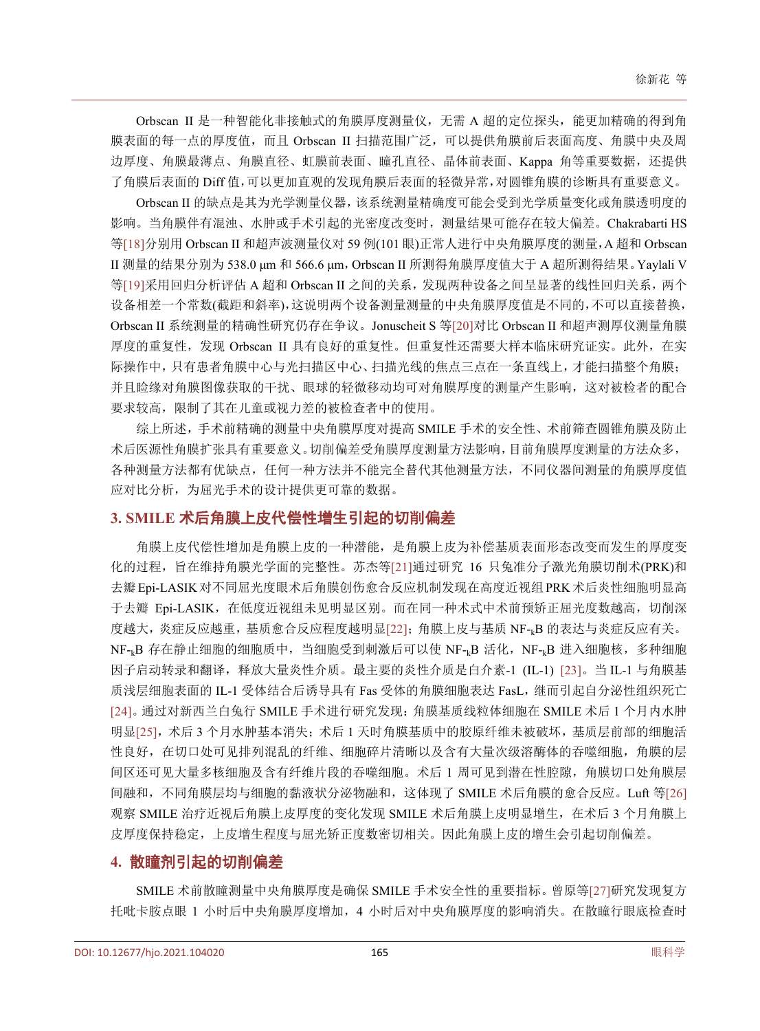Orbscan II 是一种智能化非接触式的角膜厚度测量仪，无需 A 超的定位探头，能更加精确的得到角膜表面的每一点的厚度值，而且 Orbscan II 扫描范围广泛，可以提供角膜前后表面高度、角膜中央及周边厚度、角膜最薄点、角膜直径、虹膜前表面、瞳孔直径、晶体前表面、Kappa 角等重要数据，还提供了角膜后表面的 Diff 值，可以更加直观的发现角膜后表面的轻微异常，对圆锥角膜的诊断具有重要意义。

Orbscan II 的缺点是其为光学测量仪器，该系统测量精确度可能会受到光学质量变化或角膜透明度的影响。当角膜伴有混浊、水肿或手术引起的光密度改变时，测量结果可能存在较大偏差。Chakrabarti HS 等[18]分别用 Orbscan II 和超声波测量仪对 59 例(101 眼)正常人进行中央角膜厚度的测量，A 超和 Orbscan II 测量的结果分别为 538.0 μm 和 566.6 μm，Orbscan II 所测得角膜厚度值大于 A 超所测得结果。Yaylali V 等[19]采用回归分析评估 A 超和 Orbscan II 之间的关系，发现两种设备之间呈显著的线性回归关系，两个设备相差一个常数(截距和斜率)，这说明两个设备测量测量的中央角膜厚度值是不同的，不可以直接替换，Orbscan II 系统测量的精确性研究仍存在争议。Jonuscheit S 等[20]对比 Orbscan II 和超声测厚仪测量角膜厚度的重复性，发现 Orbscan II 具有良好的重复性。但重复性还需要大样本临床研究证实。此外，在实际操作中，只有患者角膜中心与光扫描区中心、扫描光线的焦点三点在一条直线上，才能扫描整个角膜；并且睑缘对角膜图像获取的干扰、眼球的轻微移动均可对角膜厚度的测量产生影响，这对被检者的配合要求较高，限制了其在儿童或视力差的被检查者中的使用。

综上所述，手术前精确的测量中央角膜厚度对提高 SMILE 手术的安全性、术前筛查圆锥角膜及防止术后医源性角膜扩张具有重要意义。切削偏差受角膜厚度测量方法影响，目前角膜厚度测量的方法众多，各种测量方法都有优缺点，任何一种方法并不能完全替代其他测量方法，不同仪器间测量的角膜厚度值应对比分析，为屈光手术的设计提供更可靠的数据。

## 3. SMILE 术后角膜上皮代偿性增生引起的切削偏差

角膜上皮代偿性增加是角膜上皮的一种潜能，是角膜上皮为补偿基质表面形态改变而发生的厚度变化的过程，旨在维持角膜光学面的完整性。苏杰等[21]通过研究 16 只兔准分子激光角膜切削术(PRK)和去瓣 Epi-LASIK 对不同屈光度眼术后角膜创伤愈合反应机制发现在高度近视组 PRK 术后炎性细胞明显高于去瓣 Epi-LASIK，在低度近视组未见明显区别。而在同一种术式中术前预矫正屈光度数越高，切削深度越大，炎症反应越重，基质愈合反应程度越明显[22]；角膜上皮与基质 NF-$_{k}$B 的表达与炎症反应有关。NF-$_{k}$B 存在静止细胞的细胞质中，当细胞受到刺激后可以使 NF-$_{k}$B 活化，NF-$_{k}$B 进入细胞核，多种细胞因子启动转录和翻译，释放大量炎性介质。最主要的炎性介质是白介素-1 (IL-1) [23]。当 IL-1 与角膜基质浅层细胞表面的 IL-1 受体结合后诱导具有 Fas 受体的角膜细胞表达 FasL，继而引起自分泌性组织死亡[24]。通过对新西兰白兔行 SMILE 手术进行研究发现：角膜基质线粒体细胞在 SMILE 术后 1 个月内水肿明显[25]，术后 3 个月水肿基本消失；术后 1 天时角膜基质中的胶原纤维未被破坏，基质层前部的细胞活性良好，在切口处可见排列混乱的纤维、细胞碎片清晰以及含有大量次级溶酶体的吞噬细胞，角膜的层间区还可见大量多核细胞及含有纤维片段的吞噬细胞。术后 1 周可见到潜在性腔隙，角膜切口处角膜层间融和，不同角膜层均与细胞的黏液状分泌物融和，这体现了 SMILE 术后角膜的愈合反应。Luft 等[26]观察 SMILE 治疗近视后角膜上皮厚度的变化发现 SMILE 术后角膜上皮明显增生，在术后 3 个月角膜上皮厚度保持稳定，上皮增生程度与屈光矫正度数密切相关。因此角膜上皮的增生会引起切削偏差。

## 4. 散瞳剂引起的切削偏差

SMILE 术前散瞳测量中央角膜厚度是确保 SMILE 手术安全性的重要指标。曾原等[27]研究发现复方托吡卡胺点眼 1 小时后中央角膜厚度增加，4 小时后对中央角膜厚度的影响消失。在散瞳行眼底检查时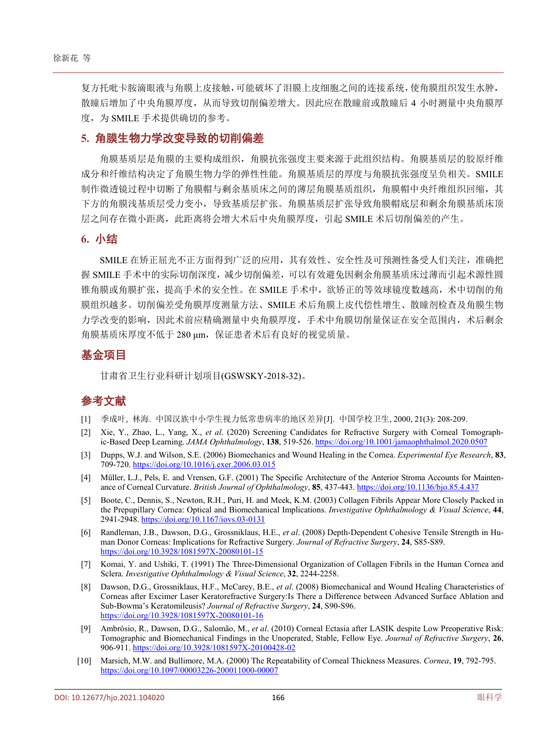复方托吡卡胺滴眼液与角膜上皮接触，可能破坏了泪膜上皮细胞之间的连接系统，使角膜组织发生水肿，散瞳后增加了中央角膜厚度，从而导致切削偏差增大。因此应在散瞳前或散瞳后 4 小时测量中央角膜厚度，为 SMILE 手术提供确切的参考。

## 5. 角膜生物力学改变导致的切削偏差

角膜基质层是角膜的主要构成组织，角膜抗张强度主要来源于此组织结构。角膜基质层的胶原纤维成分和纤维结构决定了角膜生物力学的弹性性能。角膜基质层的厚度与角膜抗张强度呈负相关。SMILE 制作微透镜过程中切断了角膜帽与剩余基质床之间的薄层角膜基质组织，角膜帽中央纤维组织回缩，其下方的角膜浅基质层受力变小，导致基质层扩张。角膜基质层扩张导致角膜帽底层和剩余角膜基质床顶层之间存在微小距离，此距离将会增大术后中央角膜厚度，引起 SMILE 术后切削偏差的产生。

## 6. 小结

SMILE 在矫正屈光不正方面得到广泛的应用，其有效性、安全性及可预测性备受人们关注，准确把握 SMILE 手术中的实际切削深度，减少切削偏差，可以有效避免因剩余角膜基质床过薄而引起术源性圆锥角膜或角膜扩张，提高手术的安全性。在 SMILE 手术中，欲矫正的等效球镜度数越高，术中切削的角膜组织越多。切削偏差受角膜厚度测量方法、SMILE 术后角膜上皮代偿性增生、散瞳剂检查及角膜生物力学改变的影响，因此术前应精确测量中央角膜厚度，手术中角膜切削量保证在安全范围内，术后剩余角膜基质床厚度不低于 280 μm，保证患者术后有良好的视觉质量。

## 基金项目

甘肃省卫生行业科研计划项目(GSWSKY-2018-32)。

## 参考文献

[1] 季成叶, 林海. 中国汉族中小学生视力低常患病率的地区差异[J]. 中国学校卫生, 2000, 21(3): 208-209.

[2] Xie, Y., Zhao, L., Yang, X., *et al*. (2020) Screening Candidates for Refractive Surgery with Corneal Tomographic-Based Deep Learning. *JAMA Ophthalmology*, **138**, 519-526. https://doi.org/10.1001/jamaophthalmol.2020.0507

[3] Dupps, W.J. and Wilson, S.E. (2006) Biomechanics and Wound Healing in the Cornea. *Experimental Eye Research*, **83**, 709-720. https://doi.org/10.1016/j.exer.2006.03.015

[4] Müller, L.J., Pels, E. and Vrensen, G.F. (2001) The Specific Architecture of the Anterior Stroma Accounts for Maintenance of Corneal Curvature. *British Journal of Ophthalmology*, **85**, 437-443. https://doi.org/10.1136/bjo.85.4.437

[5] Boote, C., Dennis, S., Newton, R.H., Puri, H. and Meek, K.M. (2003) Collagen Fibrils Appear More Closely Packed in the Prepupillary Cornea: Optical and Biomechanical Implications. *Investigative Ophthalmology & Visual Science*, **44**, 2941-2948. https://doi.org/10.1167/iovs.03-0131

[6] Randleman, J.B., Dawson, D.G., Grossniklaus, H.E., *et al*. (2008) Depth-Dependent Cohesive Tensile Strength in Human Donor Corneas: Implications for Refractive Surgery. *Journal of Refractive Surgery*, **24**, S85-S89. https://doi.org/10.3928/1081597X-20080101-15

[7] Komai, Y. and Ushiki, T. (1991) The Three-Dimensional Organization of Collagen Fibrils in the Human Cornea and Sclera. *Investigative Ophthalmology & Visual Science*, **32**, 2244-2258.

[8] Dawson, D.G., Grossniklaus, H.F., McCarey, B.E., *et al*. (2008) Biomechanical and Wound Healing Characteristics of Corneas after Excimer Laser Keratorefractive Surgery:Is There a Difference between Advanced Surface Ablation and Sub-Bowma's Keratomileusis? *Journal of Refractive Surgery*, **24**, S90-S96. https://doi.org/10.3928/1081597X-20080101-16

[9] Ambrósio, R., Dawson, D.G., Salomão, M., *et al*. (2010) Corneal Ectasia after LASIK despite Low Preoperative Risk: Tomographic and Biomechanical Findings in the Unoperated, Stable, Fellow Eye. *Journal of Refractive Surgery*, **26**, 906-911. https://doi.org/10.3928/1081597X-20100428-02

[10] Marsich, M.W. and Bullimore, M.A. (2000) The Repeatability of Corneal Thickness Measures. *Cornea*, **19**, 792-795. https://doi.org/10.1097/00003226-200011000-00007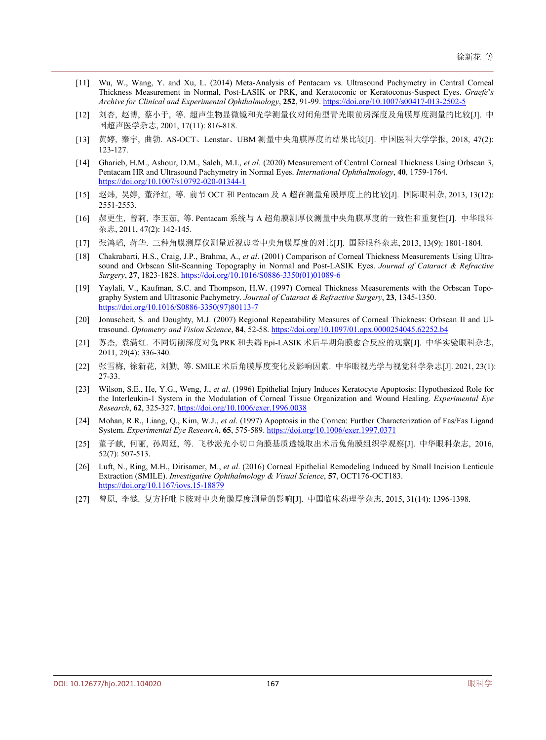[11] Wu, W., Wang, Y. and Xu, L. (2014) Meta-Analysis of Pentacam vs. Ultrasound Pachymetry in Central Corneal Thickness Measurement in Normal, Post-LASIK or PRK, and Keratoconic or Keratoconus-Suspect Eyes. *Graefe's Archive for Clinical and Experimental Ophthalmology*, **252**, 91-99. https://doi.org/10.1007/s00417-013-2502-5

[12] 刘杏, 赵博, 蔡小于, 等. 超声生物显微镜和光学测量仪对闭角型青光眼前房深度及角膜厚度测量的比较[J]. 中国超声医学杂志, 2001, 17(11): 816-818.

[13] 黄婷, 秦宇, 曲勃. AS-OCT、Lenstar、UBM 测量中央角膜厚度的结果比较[J]. 中国医科大学学报, 2018, 47(2): 123-127.

[14] Gharieb, H.M., Ashour, D.M., Saleh, M.I., *et al*. (2020) Measurement of Central Corneal Thickness Using Orbscan 3, Pentacam HR and Ultrasound Pachymetry in Normal Eyes. *International Ophthalmology*, **40**, 1759-1764. https://doi.org/10.1007/s10792-020-01344-1

[15] 赵炜, 吴婷, 董泽红, 等. 前节 OCT 和 Pentacam 及 A 超在测量角膜厚度上的比较[J]. 国际眼科杂, 2013, 13(12): 2551-2553.

[16] 郝更生, 曾莉, 李玉茹, 等. Pentacam 系统与 A 超角膜测厚仪测量中央角膜厚度的一致性和重复性[J]. 中华眼科杂志, 2011, 47(2): 142-145.

[17] 张鸿瑫, 蒋华. 三种角膜测厚仪测量近视患者中央角膜厚度的对比[J]. 国际眼科杂志, 2013, 13(9): 1801-1804.

[18] Chakrabarti, H.S., Craig, J.P., Brahma, A., *et al*. (2001) Comparison of Corneal Thickness Measurements Using Ultrasound and Orbscan Slit-Scanning Topography in Normal and Post-LASIK Eyes. *Journal of Cataract & Refractive Surgery*, **27**, 1823-1828. https://doi.org/10.1016/S0886-3350(01)01089-6

[19] Yaylali, V., Kaufman, S.C. and Thompson, H.W. (1997) Corneal Thickness Measurements with the Orbscan Topography System and Ultrasonic Pachymetry. *Journal of Cataract & Refractive Surgery*, **23**, 1345-1350. https://doi.org/10.1016/S0886-3350(97)80113-7

[20] Jonuscheit, S. and Doughty, M.J. (2007) Regional Repeatability Measures of Corneal Thickness: Orbscan II and Ultrasound. *Optometry and Vision Science*, **84**, 52-58. https://doi.org/10.1097/01.opx.0000254045.62252.b4

[21] 苏杰, 袁满红. 不同切削深度对兔 PRK 和去瓣 Epi-LASIK 术后早期角膜愈合反应的观察[J]. 中华实验眼科杂志, 2011, 29(4): 336-340.

[22] 张雪梅, 徐新花, 刘勤, 等. SMILE 术后角膜厚度变化及影响因素. 中华眼视光学与视觉科学杂志[J]. 2021, 23(1): 27-33.

[23] Wilson, S.E., He, Y.G., Weng, J., *et al*. (1996) Epithelial Injury Induces Keratocyte Apoptosis: Hypothesized Role for the Interleukin-1 System in the Modulation of Corneal Tissue Organization and Wound Healing. *Experimental Eye Research*, **62**, 325-327. https://doi.org/10.1006/exer.1996.0038

[24] Mohan, R.R., Liang, Q., Kim, W.J., *et al*. (1997) Apoptosis in the Cornea: Further Characterization of Fas/Fas Ligand System. *Experimental Eye Research*, **65**, 575-589. https://doi.org/10.1006/exer.1997.0371

[25] 董子献, 何丽, 孙周廷, 等. 飞秒激光小切口角膜基质透镜取出术后兔角膜组织学观察[J]. 中华眼科杂志, 2016, 52(7): 507-513.

[26] Luft, N., Ring, M.H., Dirisamer, M., *et al*. (2016) Corneal Epithelial Remodeling Induced by Small Incision Lenticule Extraction (SMILE). *Investigative Ophthalmology & Visual Science*, **57**, OCT176-OCT183. https://doi.org/10.1167/iovs.15-18879

[27] 曾原, 李懿. 复方托吡卡胺对中央角膜厚度测量的影响[J]. 中国临床药理学杂志, 2015, 31(14): 1396-1398.